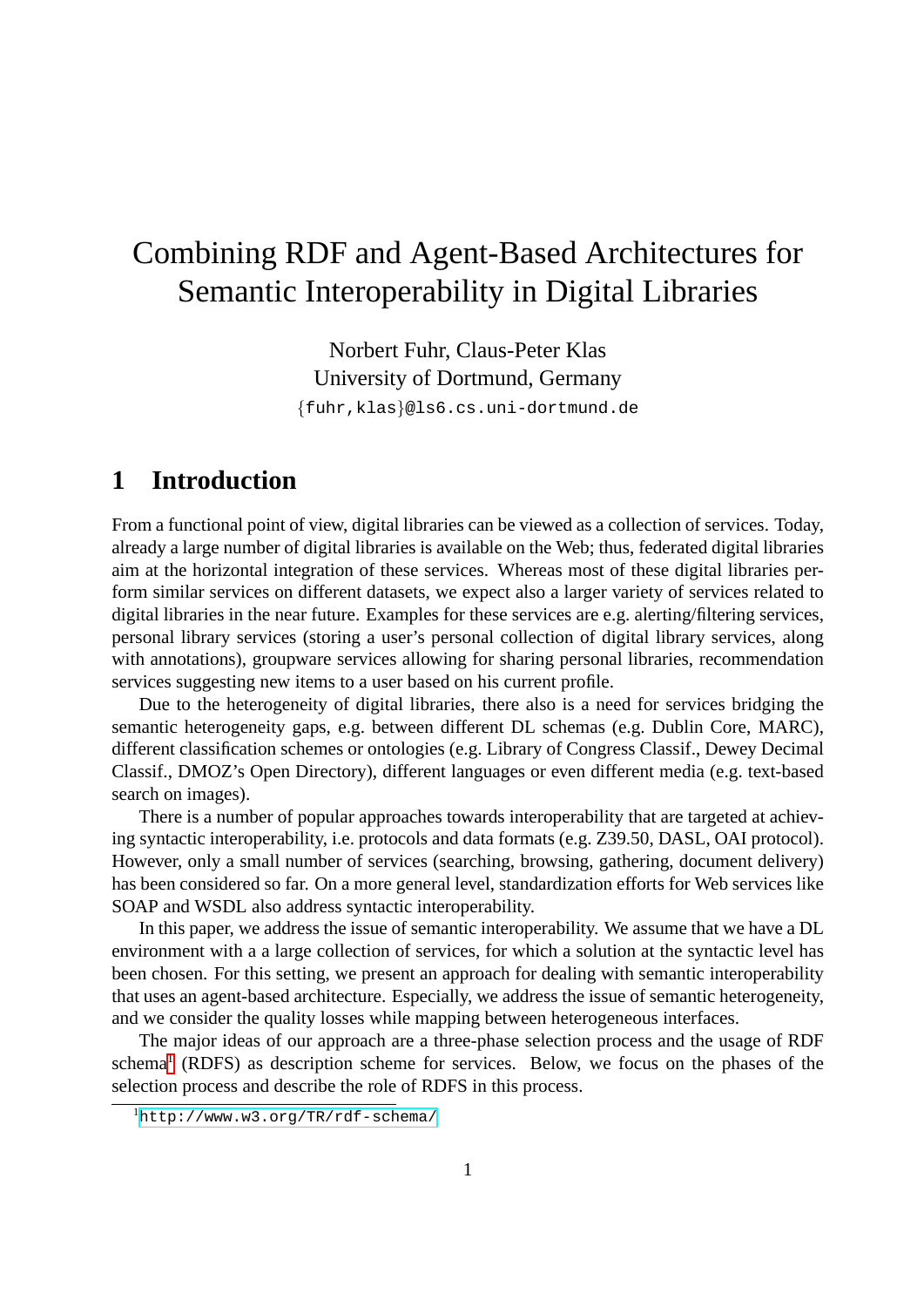# Combining RDF and Agent-Based Architectures for Semantic Interoperability in Digital Libraries

Norbert Fuhr, Claus-Peter Klas
University of Dortmund, Germany
{fuhr,klas}@ls6.cs.uni-dortmund.de

## 1 Introduction

From a functional point of view, digital libraries can be viewed as a collection of services. Today, already a large number of digital libraries is available on the Web; thus, federated digital libraries aim at the horizontal integration of these services. Whereas most of these digital libraries perform similar services on different datasets, we expect also a larger variety of services related to digital libraries in the near future. Examples for these services are e.g. alerting/filtering services, personal library services (storing a user's personal collection of digital library services, along with annotations), groupware services allowing for sharing personal libraries, recommendation services suggesting new items to a user based on his current profile.

Due to the heterogeneity of digital libraries, there also is a need for services bridging the semantic heterogeneity gaps, e.g. between different DL schemas (e.g. Dublin Core, MARC), different classification schemes or ontologies (e.g. Library of Congress Classif., Dewey Decimal Classif., DMOZ's Open Directory), different languages or even different media (e.g. text-based search on images).

There is a number of popular approaches towards interoperability that are targeted at achieving syntactic interoperability, i.e. protocols and data formats (e.g. Z39.50, DASL, OAI protocol). However, only a small number of services (searching, browsing, gathering, document delivery) has been considered so far. On a more general level, standardization efforts for Web services like SOAP and WSDL also address syntactic interoperability.

In this paper, we address the issue of semantic interoperability. We assume that we have a DL environment with a a large collection of services, for which a solution at the syntactic level has been chosen. For this setting, we present an approach for dealing with semantic interoperability that uses an agent-based architecture. Especially, we address the issue of semantic heterogeneity, and we consider the quality losses while mapping between heterogeneous interfaces.

The major ideas of our approach are a three-phase selection process and the usage of RDF schema[1] (RDFS) as description scheme for services. Below, we focus on the phases of the selection process and describe the role of RDFS in this process.

[1] http://www.w3.org/TR/rdf-schema/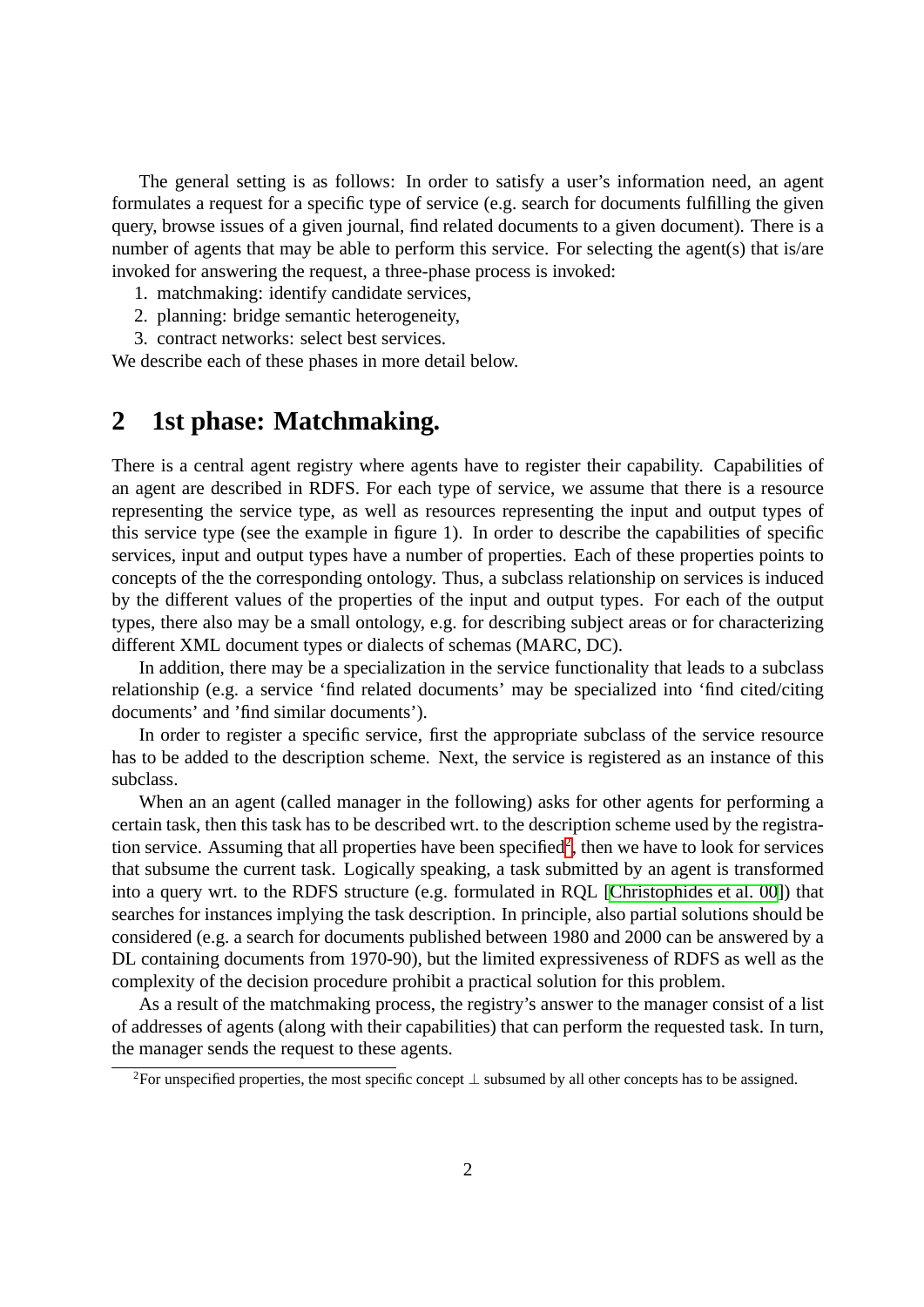The general setting is as follows: In order to satisfy a user's information need, an agent formulates a request for a specific type of service (e.g. search for documents fulfilling the given query, browse issues of a given journal, find related documents to a given document). There is a number of agents that may be able to perform this service. For selecting the agent(s) that is/are invoked for answering the request, a three-phase process is invoked:

1. matchmaking: identify candidate services,
2. planning: bridge semantic heterogeneity,
3. contract networks: select best services.

We describe each of these phases in more detail below.

## 2 1st phase: Matchmaking.

There is a central agent registry where agents have to register their capability. Capabilities of an agent are described in RDFS. For each type of service, we assume that there is a resource representing the service type, as well as resources representing the input and output types of this service type (see the example in figure 1). In order to describe the capabilities of specific services, input and output types have a number of properties. Each of these properties points to concepts of the the corresponding ontology. Thus, a subclass relationship on services is induced by the different values of the properties of the input and output types. For each of the output types, there also may be a small ontology, e.g. for describing subject areas or for characterizing different XML document types or dialects of schemas (MARC, DC).

In addition, there may be a specialization in the service functionality that leads to a subclass relationship (e.g. a service 'find related documents' may be specialized into 'find cited/citing documents' and 'find similar documents').

In order to register a specific service, first the appropriate subclass of the service resource has to be added to the description scheme. Next, the service is registered as an instance of this subclass.

When an an agent (called manager in the following) asks for other agents for performing a certain task, then this task has to be described wrt. to the description scheme used by the registration service. Assuming that all properties have been specified[2], then we have to look for services that subsume the current task. Logically speaking, a task submitted by an agent is transformed into a query wrt. to the RDFS structure (e.g. formulated in RQL [Christophides et al. 00]) that searches for instances implying the task description. In principle, also partial solutions should be considered (e.g. a search for documents published between 1980 and 2000 can be answered by a DL containing documents from 1970-90), but the limited expressiveness of RDFS as well as the complexity of the decision procedure prohibit a practical solution for this problem.

As a result of the matchmaking process, the registry's answer to the manager consist of a list of addresses of agents (along with their capabilities) that can perform the requested task. In turn, the manager sends the request to these agents.

[2] For unspecified properties, the most specific concept $\perp$ subsumed by all other concepts has to be assigned.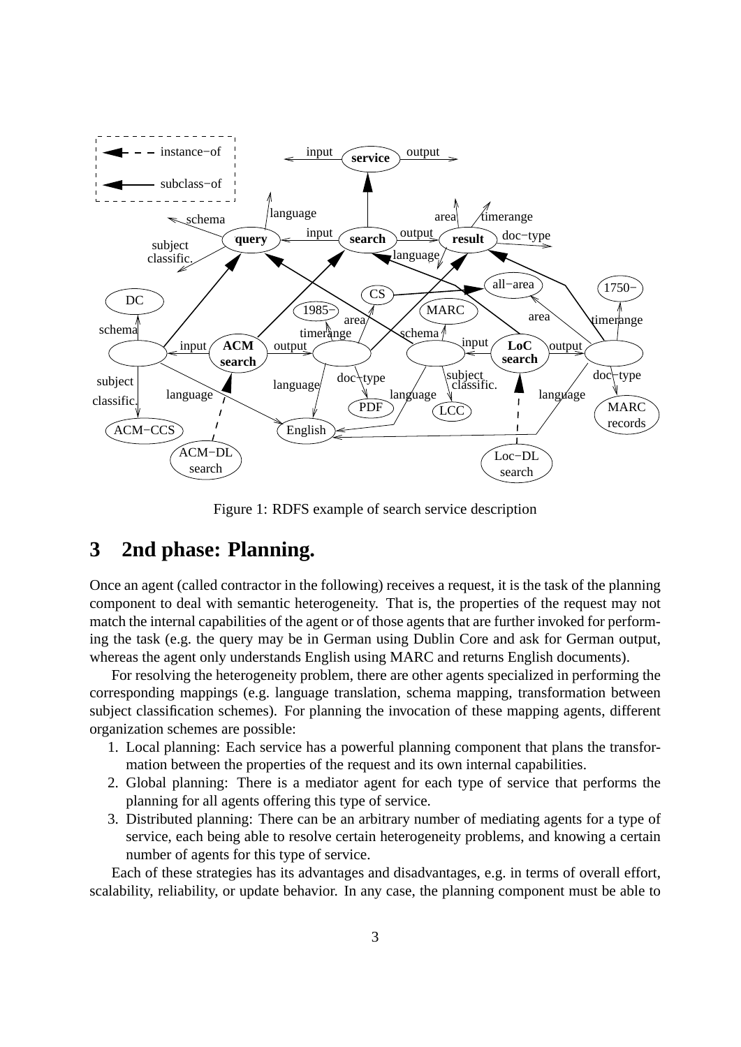Figure 1: RDFS example of search service description

## 3 2nd phase: Planning.

Once an agent (called contractor in the following) receives a request, it is the task of the planning component to deal with semantic heterogeneity. That is, the properties of the request may not match the internal capabilities of the agent or of those agents that are further invoked for performing the task (e.g. the query may be in German using Dublin Core and ask for German output, whereas the agent only understands English using MARC and returns English documents).

For resolving the heterogeneity problem, there are other agents specialized in performing the corresponding mappings (e.g. language translation, schema mapping, transformation between subject classification schemes). For planning the invocation of these mapping agents, different organization schemes are possible:

1. Local planning: Each service has a powerful planning component that plans the transformation between the properties of the request and its own internal capabilities.
2. Global planning: There is a mediator agent for each type of service that performs the planning for all agents offering this type of service.
3. Distributed planning: There can be an arbitrary number of mediating agents for a type of service, each being able to resolve certain heterogeneity problems, and knowing a certain number of agents for this type of service.

Each of these strategies has its advantages and disadvantages, e.g. in terms of overall effort, scalability, reliability, or update behavior. In any case, the planning component must be able to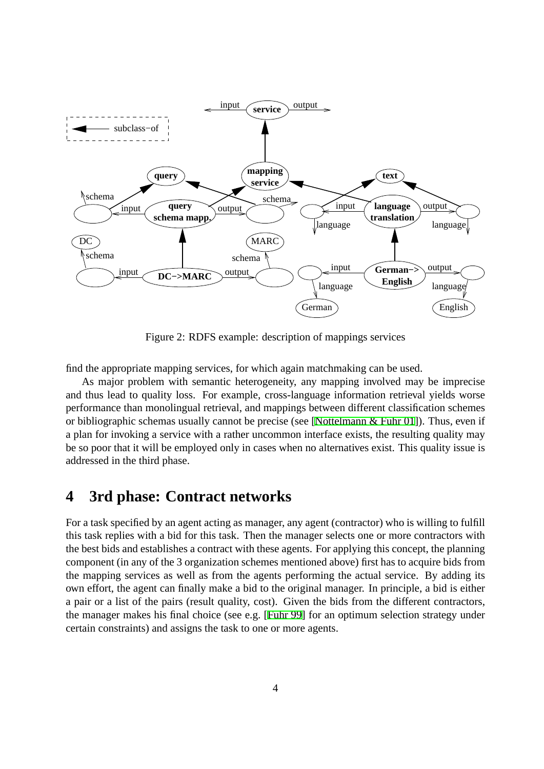Figure 2: RDFS example: description of mappings services

find the appropriate mapping services, for which again matchmaking can be used.

As major problem with semantic heterogeneity, any mapping involved may be imprecise and thus lead to quality loss. For example, cross-language information retrieval yields worse performance than monolingual retrieval, and mappings between different classification schemes or bibliographic schemas usually cannot be precise (see [Nottelmann & Fuhr 01]). Thus, even if a plan for invoking a service with a rather uncommon interface exists, the resulting quality may be so poor that it will be employed only in cases when no alternatives exist. This quality issue is addressed in the third phase.

# 4 3rd phase: Contract networks

For a task specified by an agent acting as manager, any agent (contractor) who is willing to fulfill this task replies with a bid for this task. Then the manager selects one or more contractors with the best bids and establishes a contract with these agents. For applying this concept, the planning component (in any of the 3 organization schemes mentioned above) first has to acquire bids from the mapping services as well as from the agents performing the actual service. By adding its own effort, the agent can finally make a bid to the original manager. In principle, a bid is either a pair or a list of the pairs (result quality, cost). Given the bids from the different contractors, the manager makes his final choice (see e.g. [Fuhr 99] for an optimum selection strategy under certain constraints) and assigns the task to one or more agents.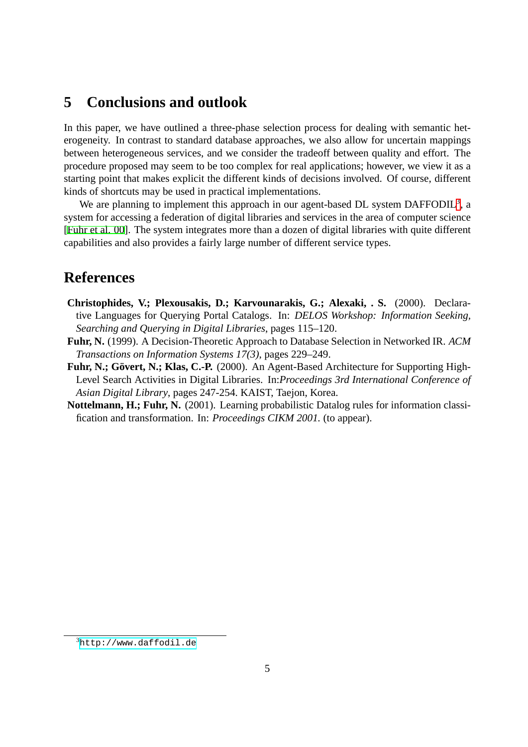## 5 Conclusions and outlook

In this paper, we have outlined a three-phase selection process for dealing with semantic heterogeneity. In contrast to standard database approaches, we also allow for uncertain mappings between heterogeneous services, and we consider the tradeoff between quality and effort. The procedure proposed may seem to be too complex for real applications; however, we view it as a starting point that makes explicit the different kinds of decisions involved. Of course, different kinds of shortcuts may be used in practical implementations.

We are planning to implement this approach in our agent-based DL system DAFFODIL[3], a system for accessing a federation of digital libraries and services in the area of computer science [Fuhr et al. 00]. The system integrates more than a dozen of digital libraries with quite different capabilities and also provides a fairly large number of different service types.

## References

**Christophides, V.; Plexousakis, D.; Karvounarakis, G.; Alexaki, . S.** (2000). Declarative Languages for Querying Portal Catalogs. In: *DELOS Workshop: Information Seeking, Searching and Querying in Digital Libraries*, pages 115–120.

**Fuhr, N.** (1999). A Decision-Theoretic Approach to Database Selection in Networked IR. *ACM Transactions on Information Systems 17(3)*, pages 229–249.

**Fuhr, N.; Gövert, N.; Klas, C.-P.** (2000). An Agent-Based Architecture for Supporting High-Level Search Activities in Digital Libraries. In:*Proceedings 3rd International Conference of Asian Digital Library*, pages 247-254. KAIST, Taejon, Korea.

**Nottelmann, H.; Fuhr, N.** (2001). Learning probabilistic Datalog rules for information classification and transformation. In: *Proceedings CIKM 2001*. (to appear).

[3] http://www.daffodil.de